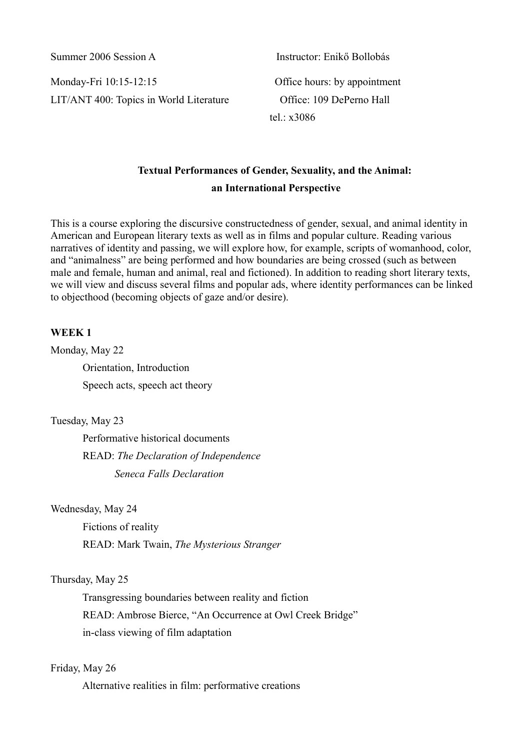Summer 2006 Session A

Instructor: Enikő Bollobás

Monday-Fri 10:15-12:15

Office hours: by appointment

LIT/ANT 400: Topics in World Literature

Office: 109 DePerno Hall

tel.: x3086

## Textual Performances of Gender, Sexuality, and the Animal: an International Perspective

This is a course exploring the discursive constructedness of gender, sexual, and animal identity in American and European literary texts as well as in films and popular culture. Reading various narratives of identity and passing, we will explore how, for example, scripts of womanhood, color, and "animalness" are being performed and how boundaries are being crossed (such as between male and female, human and animal, real and fictioned). In addition to reading short literary texts, we will view and discuss several films and popular ads, where identity performances can be linked to objecthood (becoming objects of gaze and/or desire).

**WEEK 1**

Monday, May 22

Orientation, Introduction

Speech acts, speech act theory

Tuesday, May 23

Performative historical documents

READ: *The Declaration of Independence*

*Seneca Falls Declaration*

Wednesday, May 24

Fictions of reality

READ: Mark Twain, *The Mysterious Stranger*

Thursday, May 25

Transgressing boundaries between reality and fiction

READ: Ambrose Bierce, "An Occurrence at Owl Creek Bridge"

in-class viewing of film adaptation

Friday, May 26

Alternative realities in film: performative creations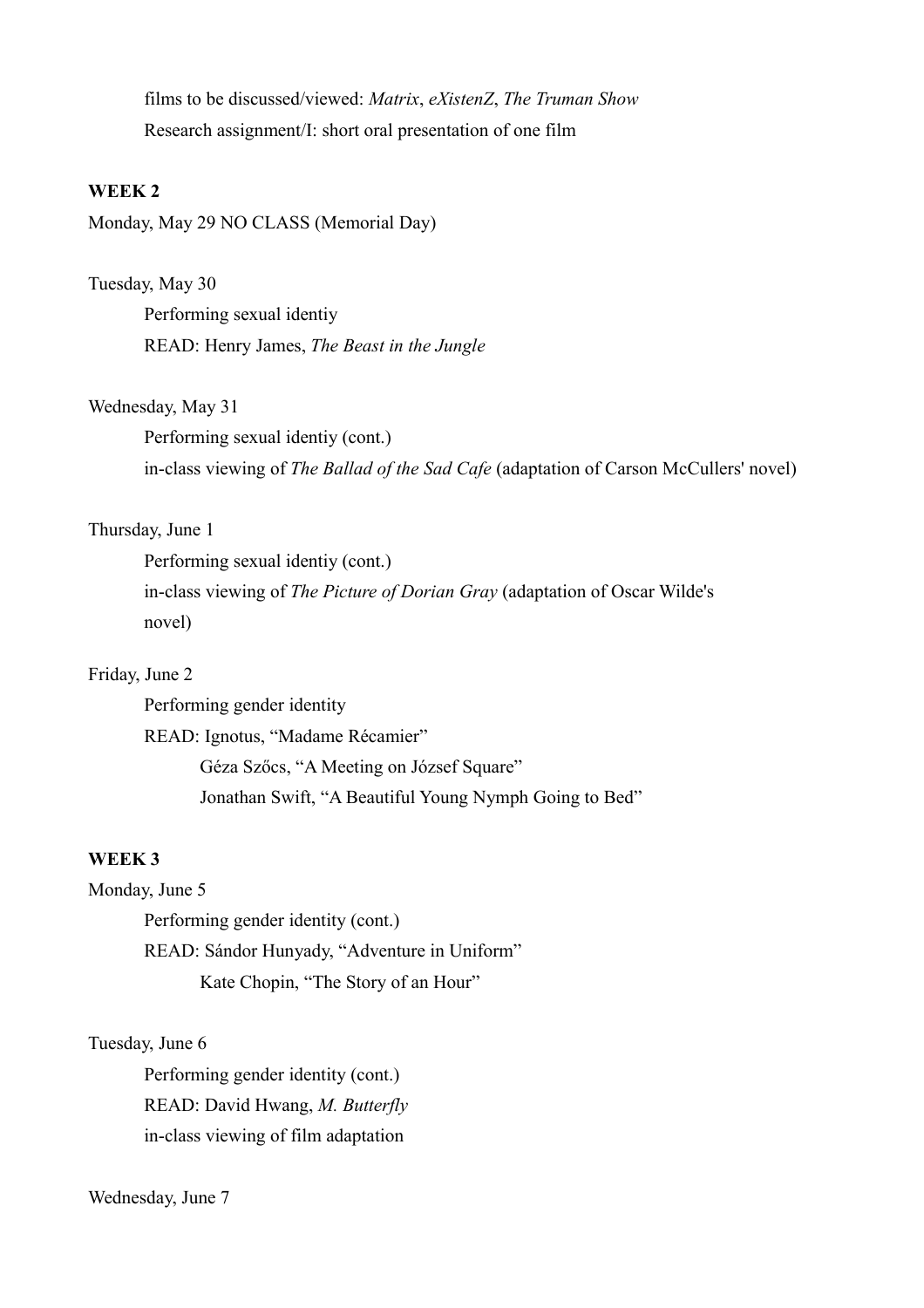films to be discussed/viewed: *Matrix*, *eXistenZ*, *The Truman Show*

Research assignment/I: short oral presentation of one film

**WEEK 2**

Monday, May 29 NO CLASS (Memorial Day)

Tuesday, May 30

Performing sexual identiy

READ: Henry James, *The Beast in the Jungle*

Wednesday, May 31

Performing sexual identiy (cont.)

in-class viewing of *The Ballad of the Sad Cafe* (adaptation of Carson McCullers' novel)

Thursday, June 1

Performing sexual identiy (cont.)

in-class viewing of *The Picture of Dorian Gray* (adaptation of Oscar Wilde's novel)

Friday, June 2

Performing gender identity

READ: Ignotus, "Madame Récamier"

Géza Szőcs, "A Meeting on József Square"

Jonathan Swift, "A Beautiful Young Nymph Going to Bed"

**WEEK 3**

Monday, June 5

Performing gender identity (cont.)

READ: Sándor Hunyady, "Adventure in Uniform"

Kate Chopin, "The Story of an Hour"

Tuesday, June 6

Performing gender identity (cont.)

READ: David Hwang, *M. Butterfly*

in-class viewing of film adaptation

Wednesday, June 7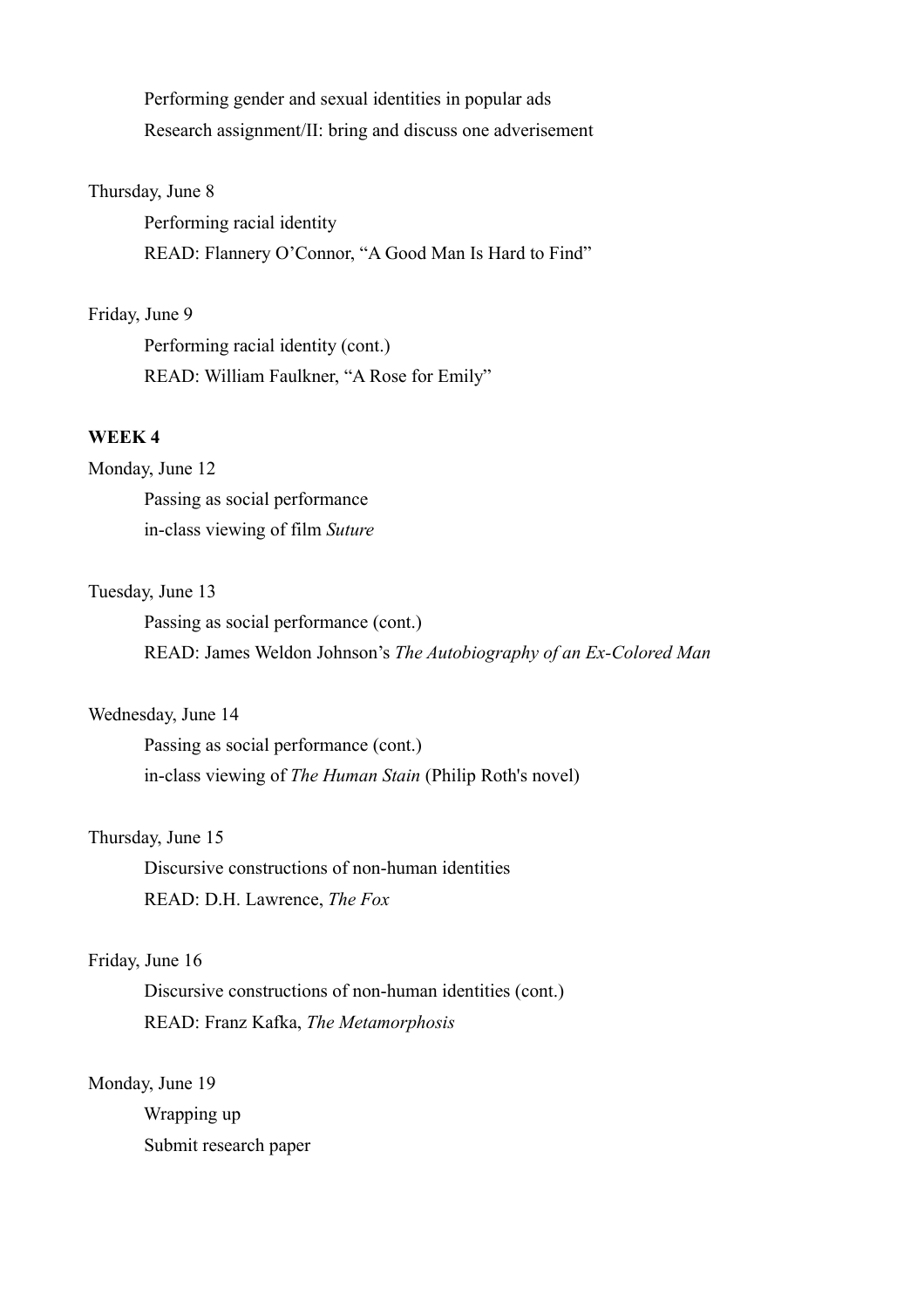Performing gender and sexual identities in popular ads

Research assignment/II: bring and discuss one adverisement

Thursday, June 8

Performing racial identity

READ: Flannery O'Connor, "A Good Man Is Hard to Find"

Friday, June 9

Performing racial identity (cont.)

READ: William Faulkner, "A Rose for Emily"

**WEEK 4**

Monday, June 12

Passing as social performance

in-class viewing of film *Suture*

Tuesday, June 13

Passing as social performance (cont.)

READ: James Weldon Johnson's *The Autobiography of an Ex-Colored Man*

Wednesday, June 14

Passing as social performance (cont.)

in-class viewing of *The Human Stain* (Philip Roth's novel)

Thursday, June 15

Discursive constructions of non-human identities

READ: D.H. Lawrence, *The Fox*

Friday, June 16

Discursive constructions of non-human identities (cont.)

READ: Franz Kafka, *The Metamorphosis*

Monday, June 19

Wrapping up

Submit research paper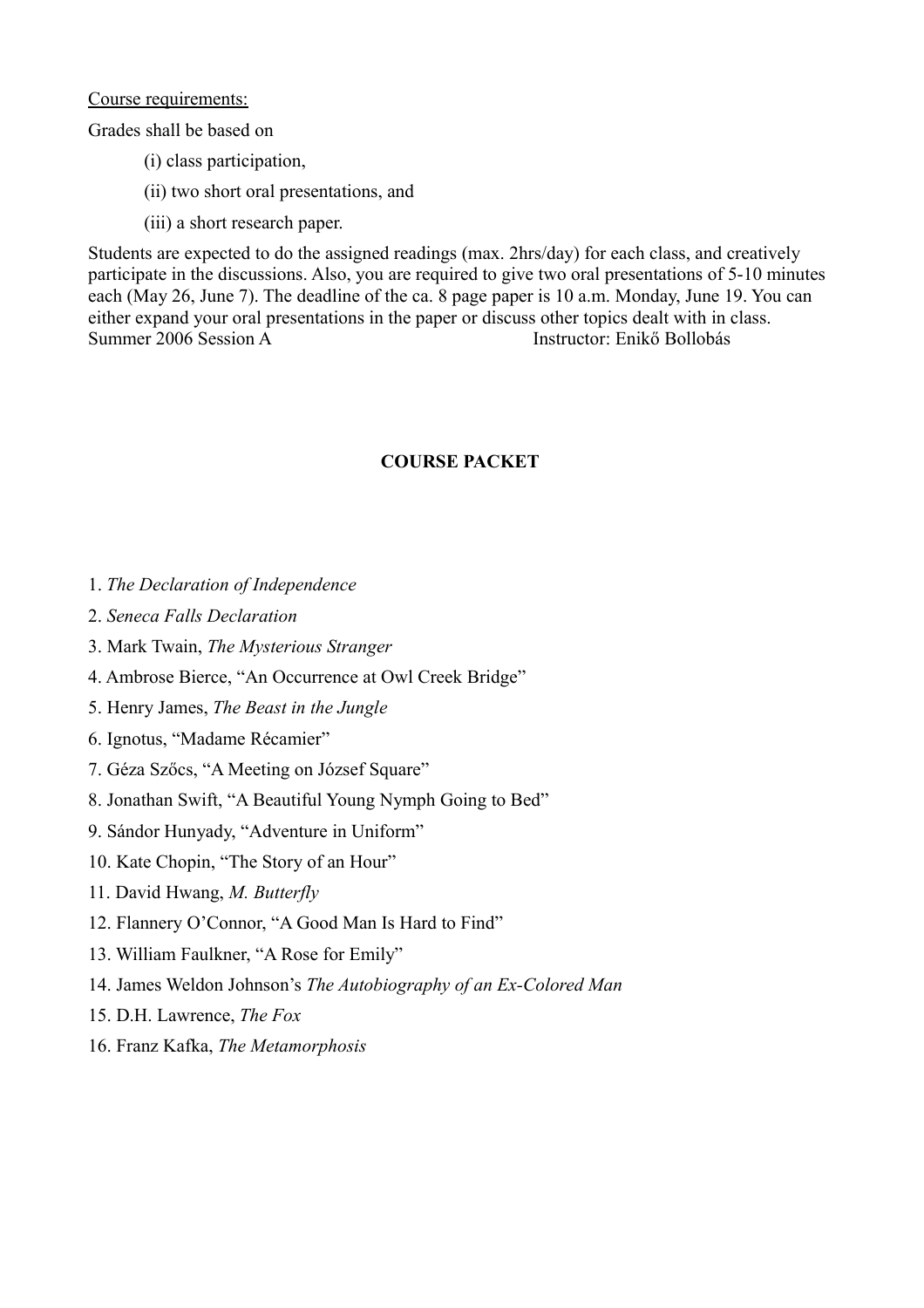<u>Course requirements:</u>

Grades shall be based on

(i) class participation,

(ii) two short oral presentations, and

(iii) a short research paper.

Students are expected to do the assigned readings (max. 2hrs/day) for each class, and creatively participate in the discussions. Also, you are required to give two oral presentations of 5-10 minutes each (May 26, June 7). The deadline of the ca. 8 page paper is 10 a.m. Monday, June 19. You can either expand your oral presentations in the paper or discuss other topics dealt with in class.

Summer 2006 Session A Instructor: Enikő Bollobás

**COURSE PACKET**

1. *The Declaration of Independence*
2. *Seneca Falls Declaration*
3. Mark Twain, *The Mysterious Stranger*
4. Ambrose Bierce, "An Occurrence at Owl Creek Bridge"
5. Henry James, *The Beast in the Jungle*
6. Ignotus, "Madame Récamier"
7. Géza Szőcs, "A Meeting on József Square"
8. Jonathan Swift, "A Beautiful Young Nymph Going to Bed"
9. Sándor Hunyady, "Adventure in Uniform"
10. Kate Chopin, "The Story of an Hour"
11. David Hwang, *M. Butterfly*
12. Flannery O'Connor, "A Good Man Is Hard to Find"
13. William Faulkner, "A Rose for Emily"
14. James Weldon Johnson's *The Autobiography of an Ex-Colored Man*
15. D.H. Lawrence, *The Fox*
16. Franz Kafka, *The Metamorphosis*